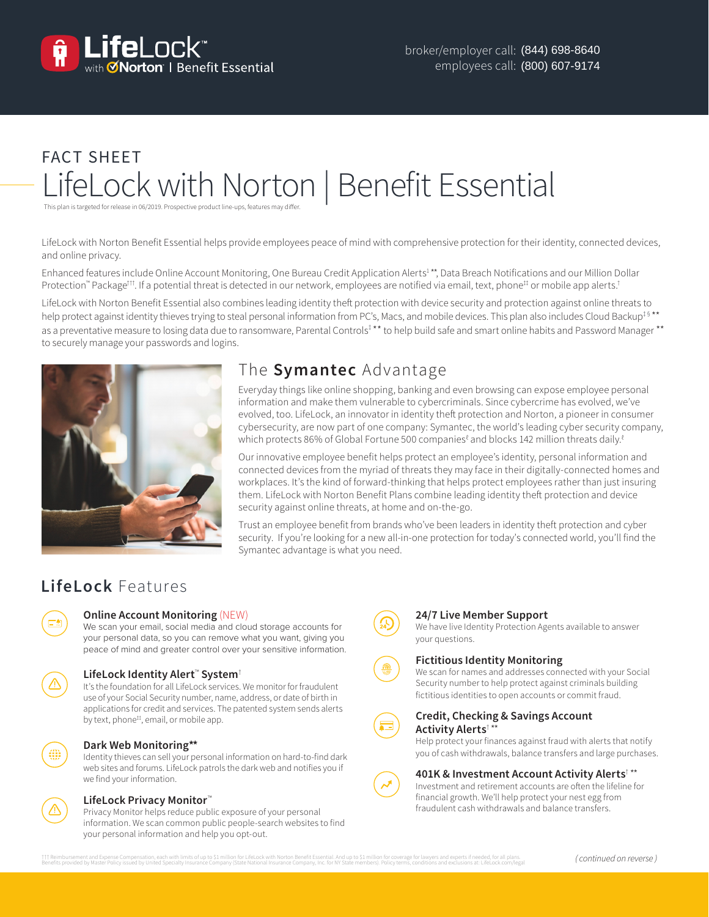LifeLock™ with Norton | Benefit Essential

broker/employer call: (844) 698-8640
employees call: (800) 607-9174

FACT SHEET

# LifeLock with Norton | Benefit Essential

This plan is targeted for release in 06/2019. Prospective product line-ups, features may differ.

LifeLock with Norton Benefit Essential helps provide employees peace of mind with comprehensive protection for their identity, connected devices, and online privacy.

Enhanced features include Online Account Monitoring, One Bureau Credit Application Alerts[‡ **], Data Breach Notifications and our Million Dollar Protection™ Package[†††]. If a potential threat is detected in our network, employees are notified via email, text, phone[‡‡] or mobile app alerts.[†]

LifeLock with Norton Benefit Essential also combines leading identity theft protection with device security and protection against online threats to help protect against identity thieves trying to steal personal information from PC's, Macs, and mobile devices. This plan also includes Cloud Backup[‡ § **] as a preventative measure to losing data due to ransomware, Parental Controls[‡ **] to help build safe and smart online habits and Password Manager [**] to securely manage your passwords and logins.

## The Symantec Advantage

Everyday things like online shopping, banking and even browsing can expose employee personal information and make them vulnerable to cybercriminals. Since cybercrime has evolved, we've evolved, too. LifeLock, an innovator in identity theft protection and Norton, a pioneer in consumer cybersecurity, are now part of one company: Symantec, the world's leading cyber security company, which protects 86% of Global Fortune 500 companies[£] and blocks 142 million threats daily.[£]

Our innovative employee benefit helps protect an employee's identity, personal information and connected devices from the myriad of threats they may face in their digitally-connected homes and workplaces. It's the kind of forward-thinking that helps protect employees rather than just insuring them. LifeLock with Norton Benefit Plans combine leading identity theft protection and device security against online threats, at home and on-the-go.

Trust an employee benefit from brands who've been leaders in identity theft protection and cyber security. If you're looking for a new all-in-one protection for today's connected world, you'll find the Symantec advantage is what you need.

## LifeLock Features

**Online Account Monitoring** (NEW)
We scan your email, social media and cloud storage accounts for your personal data, so you can remove what you want, giving you peace of mind and greater control over your sensitive information.

**LifeLock Identity Alert™ System**[†]
It's the foundation for all LifeLock services. We monitor for fraudulent use of your Social Security number, name, address, or date of birth in applications for credit and services. The patented system sends alerts by text, phone[‡‡], email, or mobile app.

**Dark Web Monitoring**[**]
Identity thieves can sell your personal information on hard-to-find dark web sites and forums. LifeLock patrols the dark web and notifies you if we find your information.

**LifeLock Privacy Monitor™**
Privacy Monitor helps reduce public exposure of your personal information. We scan common public people-search websites to find your personal information and help you opt-out.

**24/7 Live Member Support**
We have live Identity Protection Agents available to answer your questions.

**Fictitious Identity Monitoring**
We scan for names and addresses connected with your Social Security number to help protect against criminals building fictitious identities to open accounts or commit fraud.

**Credit, Checking & Savings Account Activity Alerts**[† **]
Help protect your finances against fraud with alerts that notify you of cash withdrawals, balance transfers and large purchases.

**401K & Investment Account Activity Alerts**[† **]
Investment and retirement accounts are often the lifeline for financial growth. We'll help protect your nest egg from fraudulent cash withdrawals and balance transfers.

††† Reimbursement and Expense Compensation, each with limits of up to $1 million for LifeLock with Norton Benefit Essential. And up to $1 million for coverage for lawyers and experts if needed, for all plans. Benefits provided by Master Policy issued by United Specialty Insurance Company (State National Insurance Company, Inc. for NY State members). Policy terms, conditions and exclusions at: LifeLock.com/legal

*(continued on reverse)*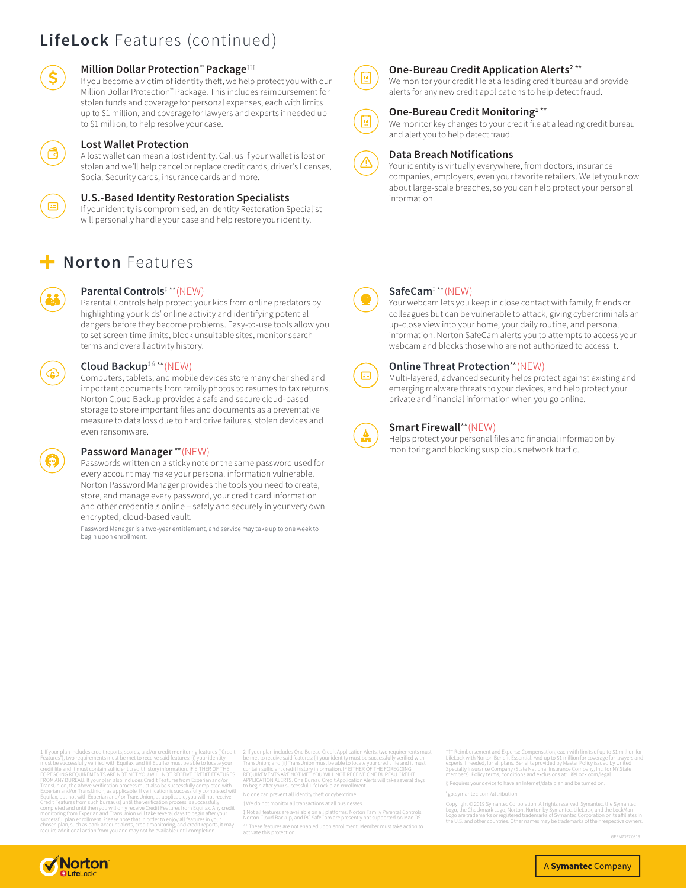# LifeLock Features (continued)

### Million Dollar Protection™ Package†††

If you become a victim of identity theft, we help protect you with our Million Dollar Protection™ Package. This includes reimbursement for stolen funds and coverage for personal expenses, each with limits up to $1 million, and coverage for lawyers and experts if needed up to $1 million, to help resolve your case.

### Lost Wallet Protection

A lost wallet can mean a lost identity. Call us if your wallet is lost or stolen and we'll help cancel or replace credit cards, driver's licenses, Social Security cards, insurance cards and more.

### U.S.-Based Identity Restoration Specialists

If your identity is compromised, an Identity Restoration Specialist will personally handle your case and help restore your identity.

### One-Bureau Credit Application Alerts[2] **

We monitor your credit file at a leading credit bureau and provide alerts for any new credit applications to help detect fraud.

### One-Bureau Credit Monitoring[1] **

We monitor key changes to your credit file at a leading credit bureau and alert you to help detect fraud.

### Data Breach Notifications

Your identity is virtually everywhere, from doctors, insurance companies, employers, even your favorite retailers. We let you know about large-scale breaches, so you can help protect your personal information.

# Norton Features

### Parental Controls‡ ** (NEW)

Parental Controls help protect your kids from online predators by highlighting your kids' online activity and identifying potential dangers before they become problems. Easy-to-use tools allow you to set screen time limits, block unsuitable sites, monitor search terms and overall activity history.

### Cloud Backup‡ § ** (NEW)

Computers, tablets, and mobile devices store many cherished and important documents from family photos to resumes to tax returns. Norton Cloud Backup provides a safe and secure cloud-based storage to store important files and documents as a preventative measure to data loss due to hard drive failures, stolen devices and even ransomware.

### Password Manager ** (NEW)

Passwords written on a sticky note or the same password used for every account may make your personal information vulnerable. Norton Password Manager provides the tools you need to create, store, and manage every password, your credit card information and other credentials online – safely and securely in your very own encrypted, cloud-based vault.

Password Manager is a two-year entitlement, and service may take up to one week to begin upon enrollment.

### SafeCam‡ ** (NEW)

Your webcam lets you keep in close contact with family, friends or colleagues but can be vulnerable to attack, giving cybercriminals an up-close view into your home, your daily routine, and personal information. Norton SafeCam alerts you to attempts to access your webcam and blocks those who are not authorized to access it.

### Online Threat Protection** (NEW)

Multi-layered, advanced security helps protect against existing and emerging malware threats to your devices, and help protect your private and financial information when you go online.

### Smart Firewall** (NEW)

Helps protect your personal files and financial information by monitoring and blocking suspicious network traffic.

1-If your plan includes credit reports, scores, and/or credit monitoring features ("Credit Features"), two requirements must be met to receive said features: (i) your identity must be successfully verified with Equifax; and (ii) Equifax must be able to locate your credit file and it must contain sufficient credit history information. IF EITHER OF THE FOREGOING REQUIREMENTS ARE NOT MET YOU WILL NOT RECEIVE CREDIT FEATURES FROM ANY BUREAU. If your plan also includes Credit Features from Experian and/or TransUnion, the above verification process must also be successfully completed with Experian and/or TransUnion, as applicable. If verification is successfully completed with Equifax, but not with Experian and/or TransUnion, as applicable, you will not receive Credit Features from such bureau(s) until the verification process is successfully completed and until then you will only receive Credit Features from Equifax. Any credit monitoring from Experian and TransUnion will take several days to begin after your successful plan enrollment. Please note that in order to enjoy all features in your chosen plan, such as bank account alerts, credit monitoring, and credit reports, it may require additional action from you and may not be available until completion.

2-If your plan includes One Bureau Credit Application Alerts, two requirements must be met to receive said features: (i) your identity must be successfully verified with TransUnion; and (ii) TransUnion must be able to locate your credit file and it must contain sufficient credit history information. IF EITHER OF THE FOREGOING REQUIREMENTS ARE NOT MET YOU WILL NOT RECEIVE ONE BUREAU CREDIT APPLICATION ALERTS. One Bureau Credit Application Alerts will take several days to begin after your successful LifeLock plan enrollment.

No one can prevent all identity theft or cybercrime.

† We do not monitor all transactions at all businesses.

‡ Not all features are available on all platforms. Norton Family Parental Controls, Norton Cloud Backup, and PC SafeCam are presently not supported on Mac OS.

** These features are not enabled upon enrollment. Member must take action to activate this protection.

††† Reimbursement and Expense Compensation, each with limits of up to $1 million for LifeLock with Norton Benefit Essential. And up to $1 million for coverage for lawyers and experts if needed, for all plans. Benefits provided by Master Policy issued by United Specialty Insurance Company (State National Insurance Company, Inc. for NY State members). Policy terms, conditions and exclusions at: LifeLock.com/legal

§ Requires your device to have an Internet/data plan and be turned on.

‡ go.symantec.com/attribution

Copyright © 2019 Symantec Corporation. All rights reserved. Symantec, the Symantec Logo, the Checkmark Logo, Norton, Norton by Symantec, LifeLock, and the LockMan Logo are trademarks or registered trademarks of Symantec Corporation or its affiliates in the U.S. and other countries. Other names may be trademarks of their respective owners.

GPFM7397 0319

Norton LifeLock

A **Symantec** Company